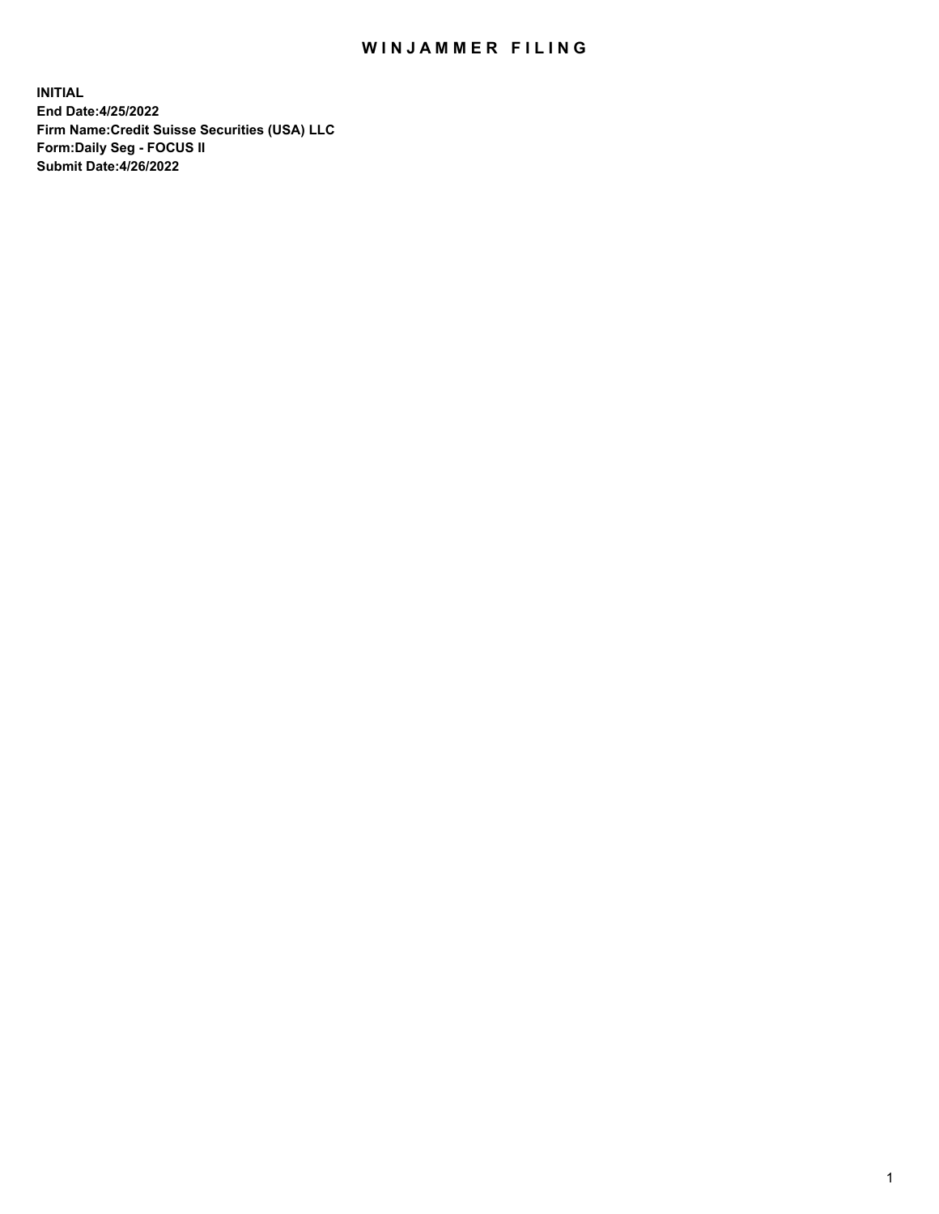# WINJAMMER FILING

**INITIAL**
**End Date:4/25/2022**
**Firm Name:Credit Suisse Securities (USA) LLC**
**Form:Daily Seg - FOCUS II**
**Submit Date:4/26/2022**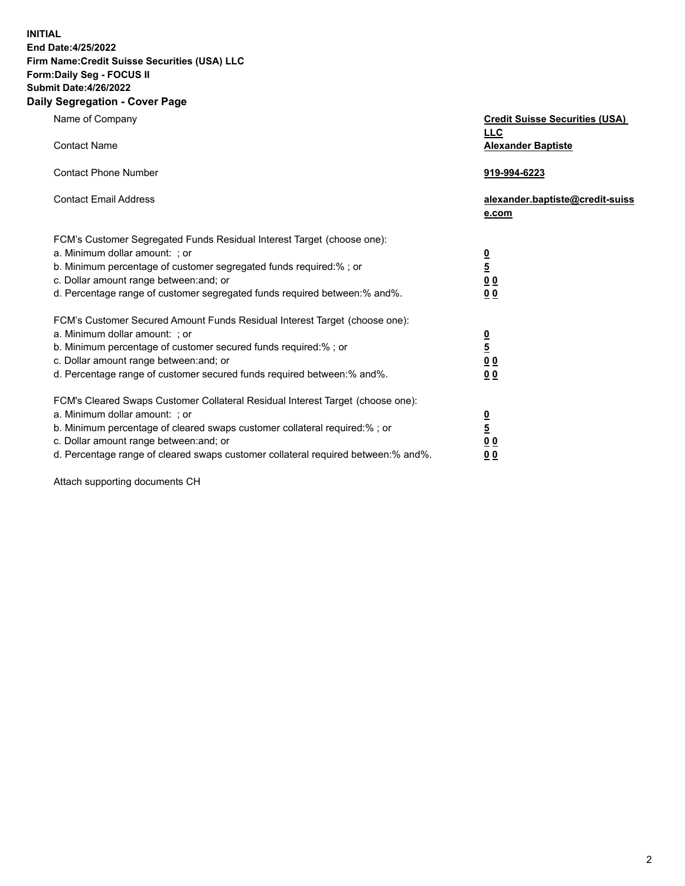**INITIAL**
**End Date:4/25/2022**
**Firm Name:Credit Suisse Securities (USA) LLC**
**Form:Daily Seg - FOCUS II**
**Submit Date:4/26/2022**

## Daily Segregation - Cover Page

| | |
|---|---|
| Name of Company | **Credit Suisse Securities (USA) LLC** |
| Contact Name | **Alexander Baptiste** |
| Contact Phone Number | **919-994-6223** |
| Contact Email Address | **alexander.baptiste@credit-suisse.com** |
| FCM's Customer Segregated Funds Residual Interest Target (choose one): | |
| a. Minimum dollar amount: ; or | **0** |
| b. Minimum percentage of customer segregated funds required:% ; or | **5** |
| c. Dollar amount range between:and; or | **0 0** |
| d. Percentage range of customer segregated funds required between:% and%. | **0 0** |
| FCM's Customer Secured Amount Funds Residual Interest Target (choose one): | |
| a. Minimum dollar amount: ; or | **0** |
| b. Minimum percentage of customer secured funds required:% ; or | **5** |
| c. Dollar amount range between:and; or | **0 0** |
| d. Percentage range of customer secured funds required between:% and%. | **0 0** |
| FCM's Cleared Swaps Customer Collateral Residual Interest Target (choose one): | |
| a. Minimum dollar amount: ; or | **0** |
| b. Minimum percentage of cleared swaps customer collateral required:% ; or | **5** |
| c. Dollar amount range between:and; or | **0 0** |
| d. Percentage range of cleared swaps customer collateral required between:% and%. | **0 0** |

Attach supporting documents CH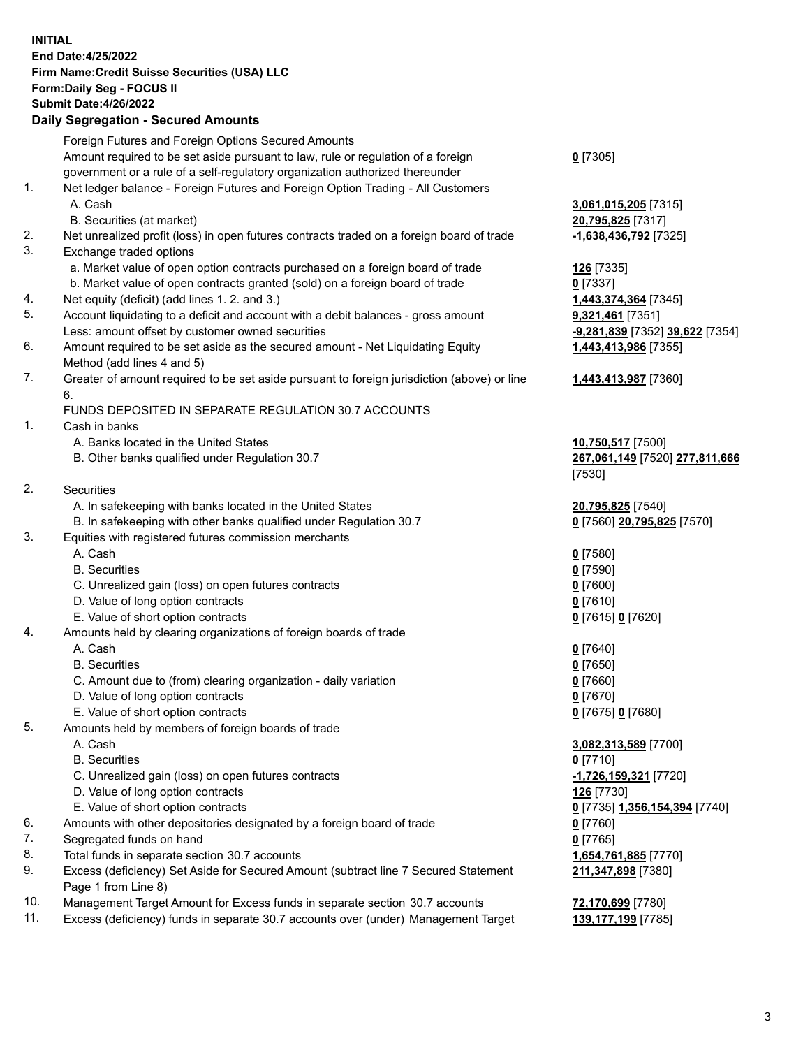**INITIAL**
**End Date:4/25/2022**
**Firm Name:Credit Suisse Securities (USA) LLC**
**Form:Daily Seg - FOCUS II**
**Submit Date:4/26/2022**

## Daily Segregation - Secured Amounts

| | | |
|---|---|---|
| | Foreign Futures and Foreign Options Secured Amounts | |
| | Amount required to be set aside pursuant to law, rule or regulation of a foreign government or a rule of a self-regulatory organization authorized thereunder | **0** [7305] |
| 1. | Net ledger balance - Foreign Futures and Foreign Option Trading - All Customers | |
| | A. Cash | **3,061,015,205** [7315] |
| | B. Securities (at market) | **20,795,825** [7317] |
| 2. | Net unrealized profit (loss) in open futures contracts traded on a foreign board of trade | **-1,638,436,792** [7325] |
| 3. | Exchange traded options | |
| | a. Market value of open option contracts purchased on a foreign board of trade | **126** [7335] |
| | b. Market value of open contracts granted (sold) on a foreign board of trade | **0** [7337] |
| 4. | Net equity (deficit) (add lines 1. 2. and 3.) | **1,443,374,364** [7345] |
| 5. | Account liquidating to a deficit and account with a debit balances - gross amount | **9,321,461** [7351] |
| | Less: amount offset by customer owned securities | **-9,281,839** [7352] **39,622** [7354] |
| 6. | Amount required to be set aside as the secured amount - Net Liquidating Equity Method (add lines 4 and 5) | **1,443,413,986** [7355] |
| 7. | Greater of amount required to be set aside pursuant to foreign jurisdiction (above) or line 6. | **1,443,413,987** [7360] |
| | FUNDS DEPOSITED IN SEPARATE REGULATION 30.7 ACCOUNTS | |
| 1. | Cash in banks | |
| | A. Banks located in the United States | **10,750,517** [7500] |
| | B. Other banks qualified under Regulation 30.7 | **267,061,149** [7520] **277,811,666** [7530] |
| 2. | Securities | |
| | A. In safekeeping with banks located in the United States | **20,795,825** [7540] |
| | B. In safekeeping with other banks qualified under Regulation 30.7 | **0** [7560] **20,795,825** [7570] |
| 3. | Equities with registered futures commission merchants | |
| | A. Cash | **0** [7580] |
| | B. Securities | **0** [7590] |
| | C. Unrealized gain (loss) on open futures contracts | **0** [7600] |
| | D. Value of long option contracts | **0** [7610] |
| | E. Value of short option contracts | **0** [7615] **0** [7620] |
| 4. | Amounts held by clearing organizations of foreign boards of trade | |
| | A. Cash | **0** [7640] |
| | B. Securities | **0** [7650] |
| | C. Amount due to (from) clearing organization - daily variation | **0** [7660] |
| | D. Value of long option contracts | **0** [7670] |
| | E. Value of short option contracts | **0** [7675] **0** [7680] |
| 5. | Amounts held by members of foreign boards of trade | |
| | A. Cash | **3,082,313,589** [7700] |
| | B. Securities | **0** [7710] |
| | C. Unrealized gain (loss) on open futures contracts | **-1,726,159,321** [7720] |
| | D. Value of long option contracts | **126** [7730] |
| | E. Value of short option contracts | **0** [7735] **1,356,154,394** [7740] |
| 6. | Amounts with other depositories designated by a foreign board of trade | **0** [7760] |
| 7. | Segregated funds on hand | **0** [7765] |
| 8. | Total funds in separate section 30.7 accounts | **1,654,761,885** [7770] |
| 9. | Excess (deficiency) Set Aside for Secured Amount (subtract line 7 Secured Statement Page 1 from Line 8) | **211,347,898** [7380] |
| 10. | Management Target Amount for Excess funds in separate section 30.7 accounts | **72,170,699** [7780] |
| 11. | Excess (deficiency) funds in separate 30.7 accounts over (under) Management Target | **139,177,199** [7785] |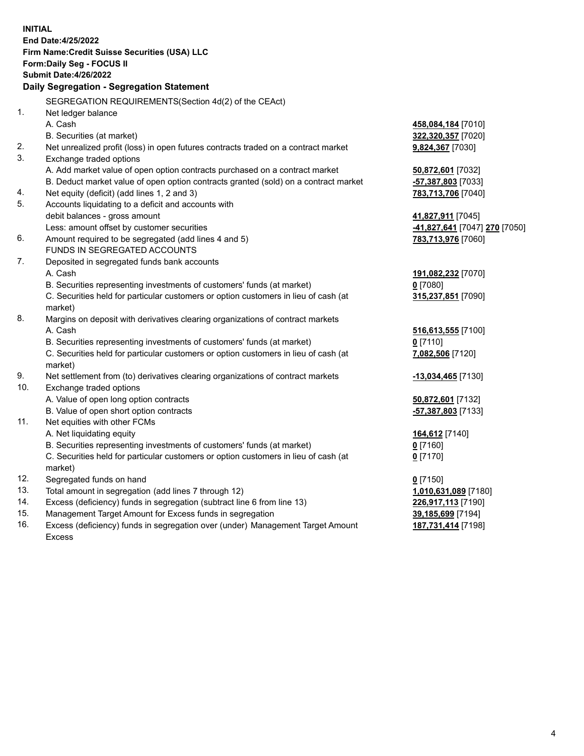**INITIAL**
**End Date:4/25/2022**
**Firm Name:Credit Suisse Securities (USA) LLC**
**Form:Daily Seg - FOCUS II**
**Submit Date:4/26/2022**

## Daily Segregation - Segregation Statement

SEGREGATION REQUIREMENTS(Section 4d(2) of the CEAct)

| | | |
|---|---|---|
| 1. | Net ledger balance | |
| | A. Cash | **458,084,184** [7010] |
| | B. Securities (at market) | **322,320,357** [7020] |
| 2. | Net unrealized profit (loss) in open futures contracts traded on a contract market | **9,824,367** [7030] |
| 3. | Exchange traded options | |
| | A. Add market value of open option contracts purchased on a contract market | **50,872,601** [7032] |
| | B. Deduct market value of open option contracts granted (sold) on a contract market | **-57,387,803** [7033] |
| 4. | Net equity (deficit) (add lines 1, 2 and 3) | **783,713,706** [7040] |
| 5. | Accounts liquidating to a deficit and accounts with | |
| | debit balances - gross amount | **41,827,911** [7045] |
| | Less: amount offset by customer securities | **-41,827,641** [7047] **270** [7050] |
| 6. | Amount required to be segregated (add lines 4 and 5) | **783,713,976** [7060] |
| | FUNDS IN SEGREGATED ACCOUNTS | |
| 7. | Deposited in segregated funds bank accounts | |
| | A. Cash | **191,082,232** [7070] |
| | B. Securities representing investments of customers' funds (at market) | **0** [7080] |
| | C. Securities held for particular customers or option customers in lieu of cash (at market) | **315,237,851** [7090] |
| 8. | Margins on deposit with derivatives clearing organizations of contract markets | |
| | A. Cash | **516,613,555** [7100] |
| | B. Securities representing investments of customers' funds (at market) | **0** [7110] |
| | C. Securities held for particular customers or option customers in lieu of cash (at market) | **7,082,506** [7120] |
| 9. | Net settlement from (to) derivatives clearing organizations of contract markets | **-13,034,465** [7130] |
| 10. | Exchange traded options | |
| | A. Value of open long option contracts | **50,872,601** [7132] |
| | B. Value of open short option contracts | **-57,387,803** [7133] |
| 11. | Net equities with other FCMs | |
| | A. Net liquidating equity | **164,612** [7140] |
| | B. Securities representing investments of customers' funds (at market) | **0** [7160] |
| | C. Securities held for particular customers or option customers in lieu of cash (at market) | **0** [7170] |
| 12. | Segregated funds on hand | **0** [7150] |
| 13. | Total amount in segregation (add lines 7 through 12) | **1,010,631,089** [7180] |
| 14. | Excess (deficiency) funds in segregation (subtract line 6 from line 13) | **226,917,113** [7190] |
| 15. | Management Target Amount for Excess funds in segregation | **39,185,699** [7194] |
| 16. | Excess (deficiency) funds in segregation over (under) Management Target Amount Excess | **187,731,414** [7198] |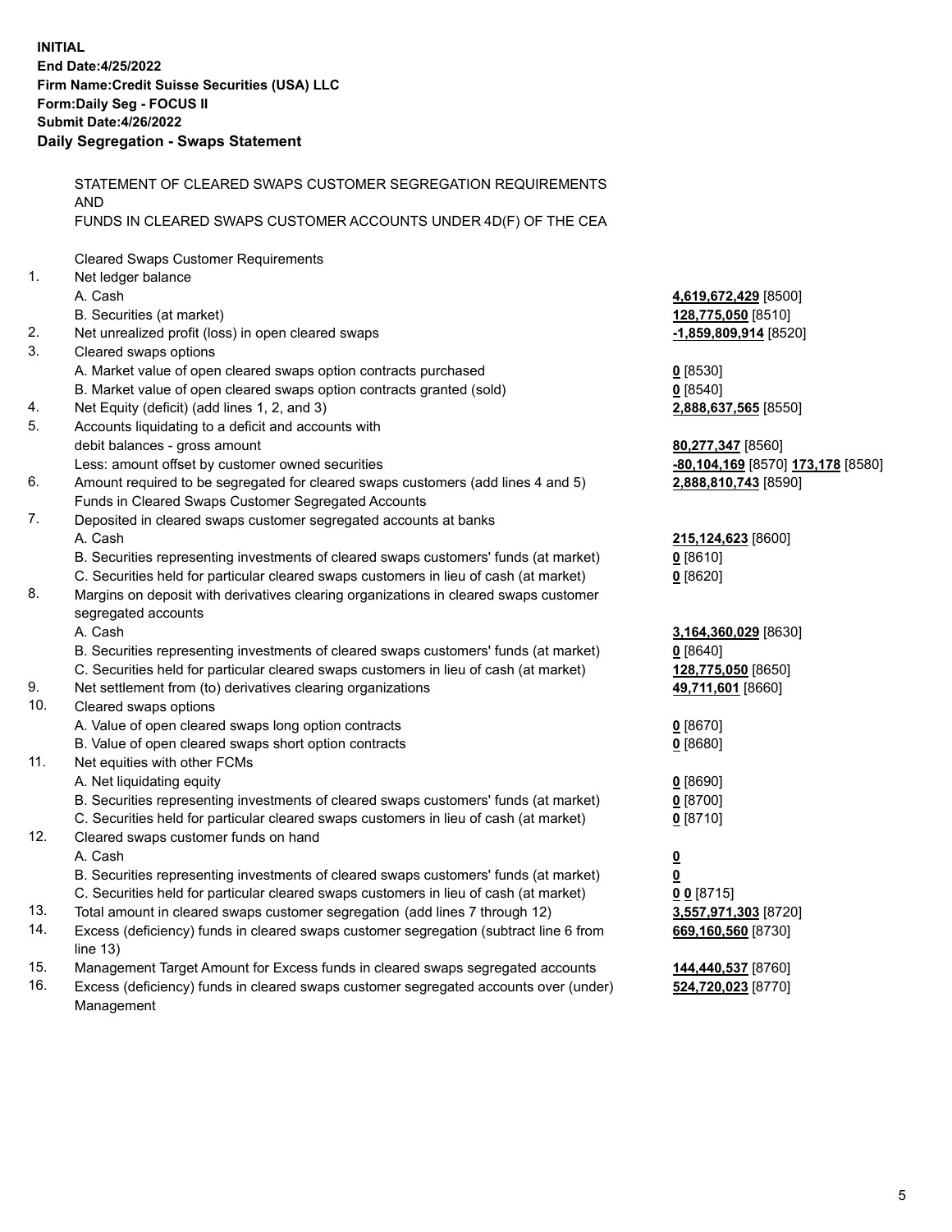**INITIAL**
**End Date:4/25/2022**
**Firm Name:Credit Suisse Securities (USA) LLC**
**Form:Daily Seg - FOCUS II**
**Submit Date:4/26/2022**
**Daily Segregation - Swaps Statement**

STATEMENT OF CLEARED SWAPS CUSTOMER SEGREGATION REQUIREMENTS AND FUNDS IN CLEARED SWAPS CUSTOMER ACCOUNTS UNDER 4D(F) OF THE CEA

| | | |
|---|---|---|
| | Cleared Swaps Customer Requirements | |
| 1. | Net ledger balance | |
| | A. Cash | **4,619,672,429** [8500] |
| | B. Securities (at market) | **128,775,050** [8510] |
| 2. | Net unrealized profit (loss) in open cleared swaps | **-1,859,809,914** [8520] |
| 3. | Cleared swaps options | |
| | A. Market value of open cleared swaps option contracts purchased | **0** [8530] |
| | B. Market value of open cleared swaps option contracts granted (sold) | **0** [8540] |
| 4. | Net Equity (deficit) (add lines 1, 2, and 3) | **2,888,637,565** [8550] |
| 5. | Accounts liquidating to a deficit and accounts with debit balances - gross amount | **80,277,347** [8560] |
| | Less: amount offset by customer owned securities | **-80,104,169** [8570] **173,178** [8580] |
| 6. | Amount required to be segregated for cleared swaps customers (add lines 4 and 5) | **2,888,810,743** [8590] |
| | Funds in Cleared Swaps Customer Segregated Accounts | |
| 7. | Deposited in cleared swaps customer segregated accounts at banks | |
| | A. Cash | **215,124,623** [8600] |
| | B. Securities representing investments of cleared swaps customers' funds (at market) | **0** [8610] |
| | C. Securities held for particular cleared swaps customers in lieu of cash (at market) | **0** [8620] |
| 8. | Margins on deposit with derivatives clearing organizations in cleared swaps customer segregated accounts | |
| | A. Cash | **3,164,360,029** [8630] |
| | B. Securities representing investments of cleared swaps customers' funds (at market) | **0** [8640] |
| | C. Securities held for particular cleared swaps customers in lieu of cash (at market) | **128,775,050** [8650] |
| 9. | Net settlement from (to) derivatives clearing organizations | **49,711,601** [8660] |
| 10. | Cleared swaps options | |
| | A. Value of open cleared swaps long option contracts | **0** [8670] |
| | B. Value of open cleared swaps short option contracts | **0** [8680] |
| 11. | Net equities with other FCMs | |
| | A. Net liquidating equity | **0** [8690] |
| | B. Securities representing investments of cleared swaps customers' funds (at market) | **0** [8700] |
| | C. Securities held for particular cleared swaps customers in lieu of cash (at market) | **0** [8710] |
| 12. | Cleared swaps customer funds on hand | |
| | A. Cash | **0** |
| | B. Securities representing investments of cleared swaps customers' funds (at market) | **0** |
| | C. Securities held for particular cleared swaps customers in lieu of cash (at market) | **0** **0** [8715] |
| 13. | Total amount in cleared swaps customer segregation (add lines 7 through 12) | **3,557,971,303** [8720] |
| 14. | Excess (deficiency) funds in cleared swaps customer segregation (subtract line 6 from line 13) | **669,160,560** [8730] |
| 15. | Management Target Amount for Excess funds in cleared swaps segregated accounts | **144,440,537** [8760] |
| 16. | Excess (deficiency) funds in cleared swaps customer segregated accounts over (under) Management | **524,720,023** [8770] |